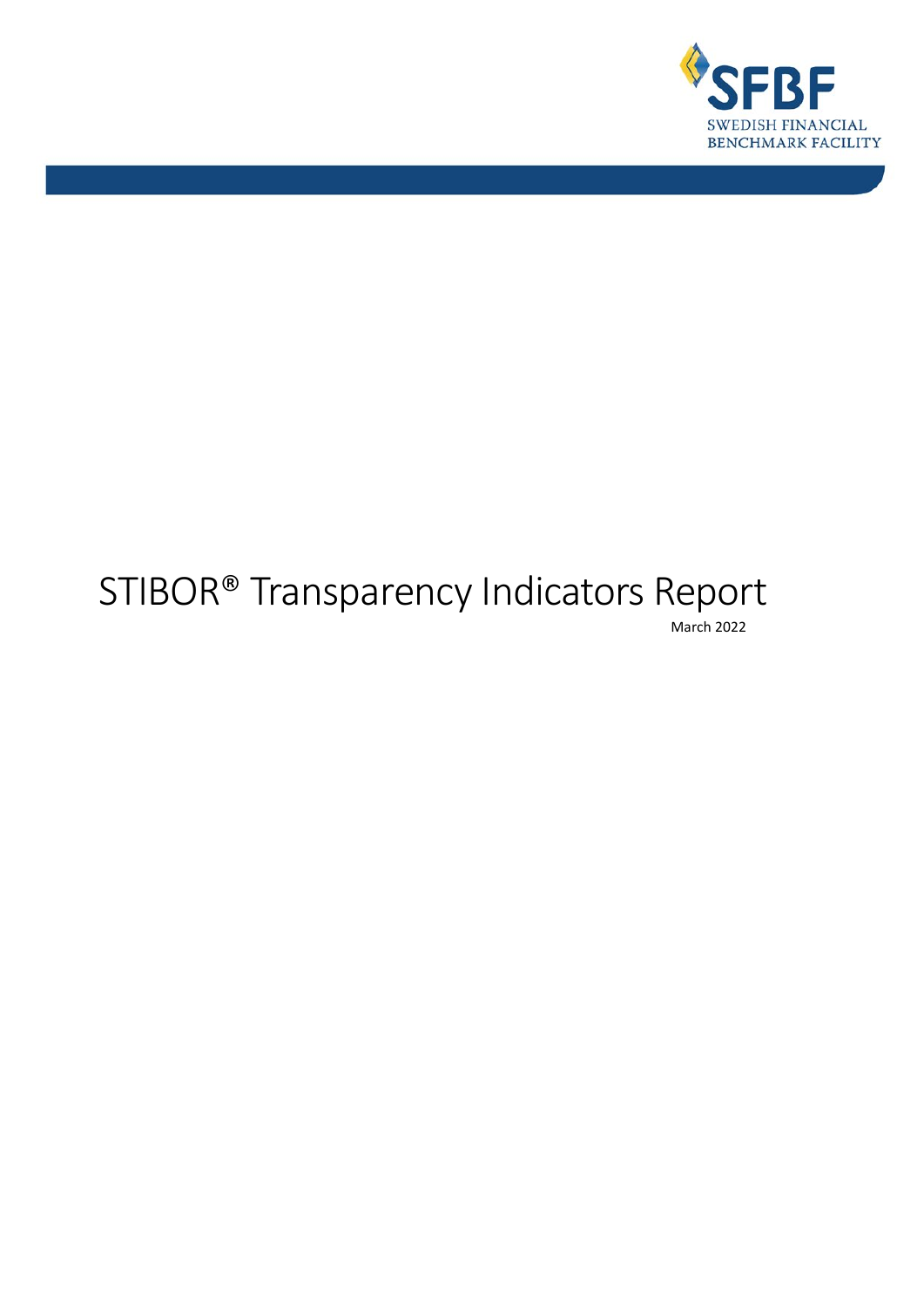SFBF

SWEDISH FINANCIAL BENCHMARK FACILITY

# STIBOR® Transparency Indicators Report

March 2022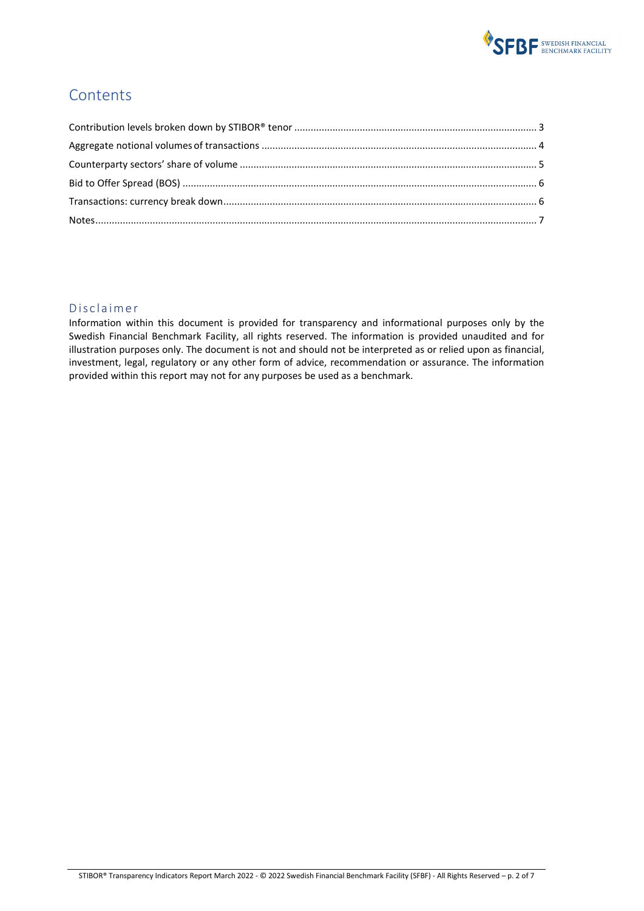# Contents

Contribution levels broken down by STIBOR® tenor ........................................................................................ 3

Aggregate notional volumes of transactions .................................................................................................... 4

Counterparty sectors' share of volume ............................................................................................................ 5

Bid to Offer Spread (BOS) ................................................................................................................................. 6

Transactions: currency break down.................................................................................................................. 6

Notes................................................................................................................................................................. 7

## Disclaimer

Information within this document is provided for transparency and informational purposes only by the Swedish Financial Benchmark Facility, all rights reserved. The information is provided unaudited and for illustration purposes only. The document is not and should not be interpreted as or relied upon as financial, investment, legal, regulatory or any other form of advice, recommendation or assurance. The information provided within this report may not for any purposes be used as a benchmark.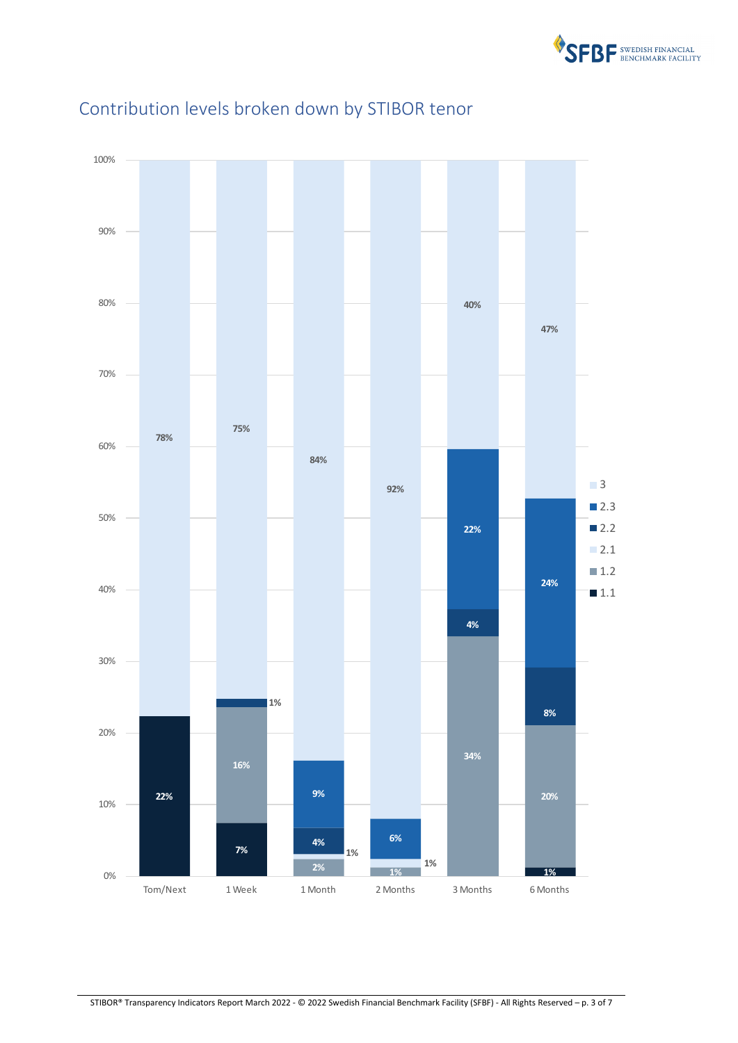## Contribution levels broken down by STIBOR tenor

100%
90%
80%
70%
60%
50%
40%
30%
20%
10%
0%

Tom/Next: 22%, 78%

1 Week: 7%, 16%, 1%, 75%

1 Month: 2%, 1%, 4%, 9%, 84%

2 Months: 1%, 1%, 6%, 92%

3 Months: 34%, 4%, 22%, 40%

6 Months: 1%, 20%, 8%, 24%, 47%

3
2.3
2.2
2.1
1.2
1.1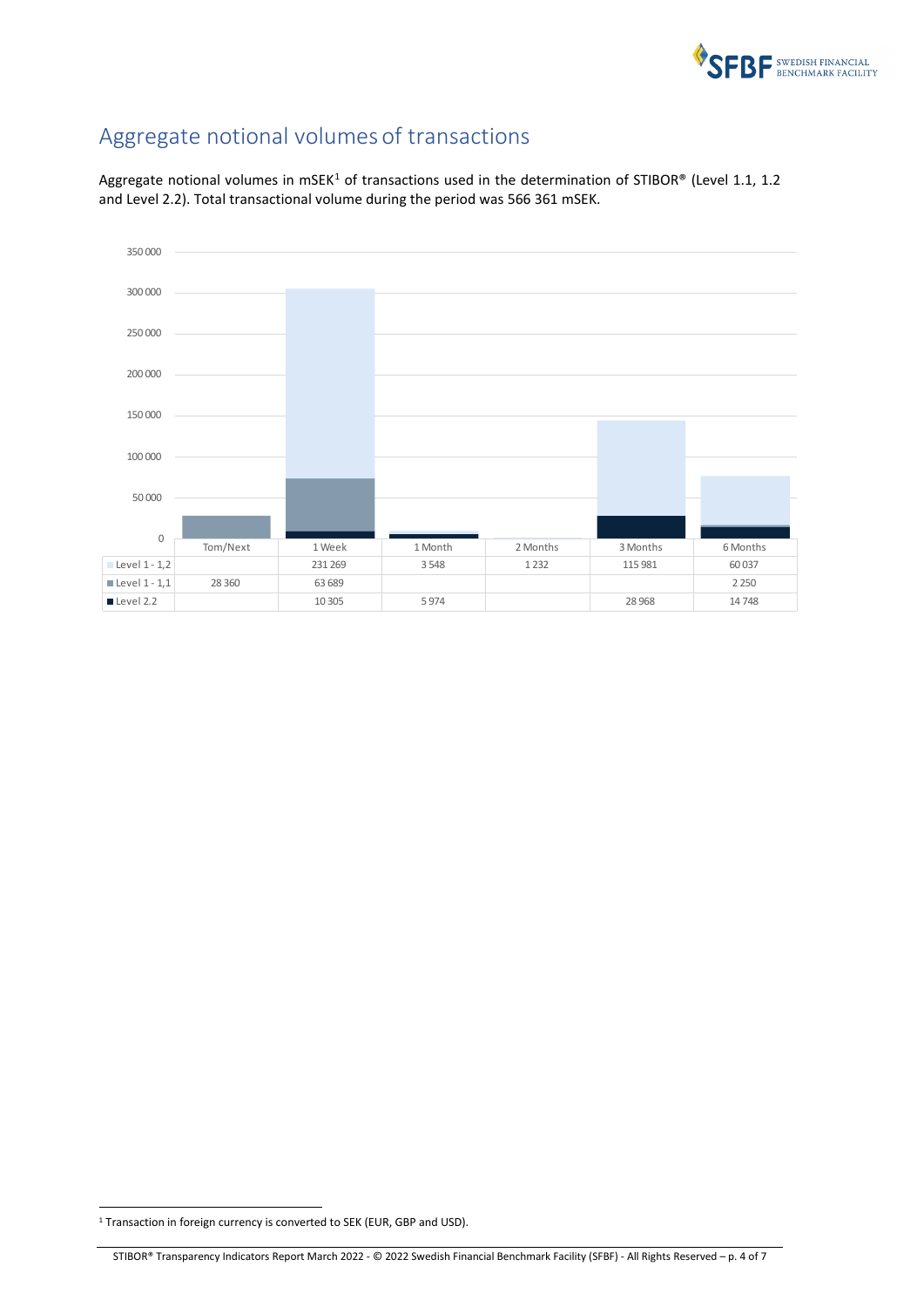## Aggregate notional volumes of transactions

Aggregate notional volumes in mSEK[1] of transactions used in the determination of STIBOR® (Level 1.1, 1.2 and Level 2.2). Total transactional volume during the period was 566 361 mSEK.

| | Tom/Next | 1 Week | 1 Month | 2 Months | 3 Months | 6 Months |
|---|---|---|---|---|---|---|
| Level 1 - 1,2 | | 231 269 | 3 548 | 1 232 | 115 981 | 60 037 |
| Level 1 - 1,1 | 28 360 | 63 689 | | | | 2 250 |
| Level 2.2 | | 10 305 | 5 974 | | 28 968 | 14 748 |

[1] Transaction in foreign currency is converted to SEK (EUR, GBP and USD).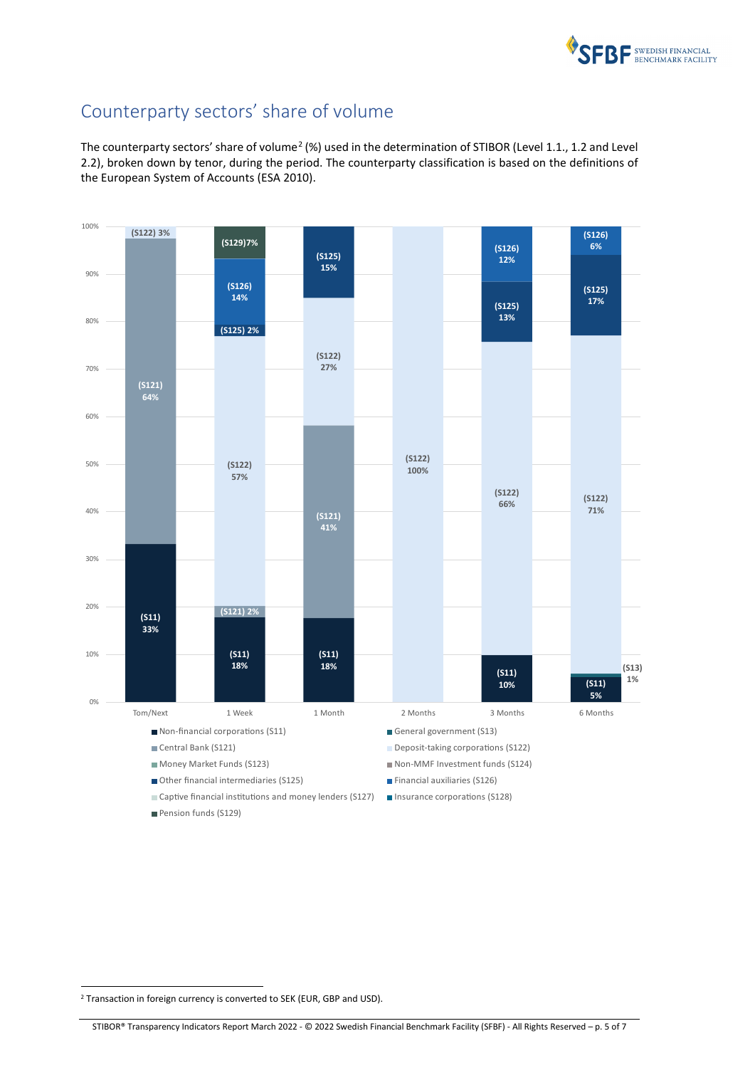## Counterparty sectors' share of volume

The counterparty sectors' share of volume[2] (%) used in the determination of STIBOR (Level 1.1., 1.2 and Level 2.2), broken down by tenor, during the period. The counterparty classification is based on the definitions of the European System of Accounts (ESA 2010).

100%
90%
80%
70%
60%
50%
40%
30%
20%
10%
0%

Tom/Next: (S11) 33%, (S121) 64%, (S122) 3%

1 Week: (S11) 18%, (S121) 2%, (S122) 57%, (S125) 2%, (S126) 14%, (S129)7%

1 Month: (S11) 18%, (S121) 41%, (S122) 27%, (S125) 15%

2 Months: (S122) 100%

3 Months: (S11) 10%, (S122) 66%, (S125) 13%, (S126) 12%

6 Months: (S11) 5%, (S13) 1%, (S122) 71%, (S125) 17%, (S126) 6%

Non-financial corporations (S11)
General government (S13)
Central Bank (S121)
Deposit-taking corporations (S122)
Money Market Funds (S123)
Non-MMF Investment funds (S124)
Other financial intermediaries (S125)
Financial auxiliaries (S126)
Captive financial institutions and money lenders (S127)
Insurance corporations (S128)
Pension funds (S129)

[2] Transaction in foreign currency is converted to SEK (EUR, GBP and USD).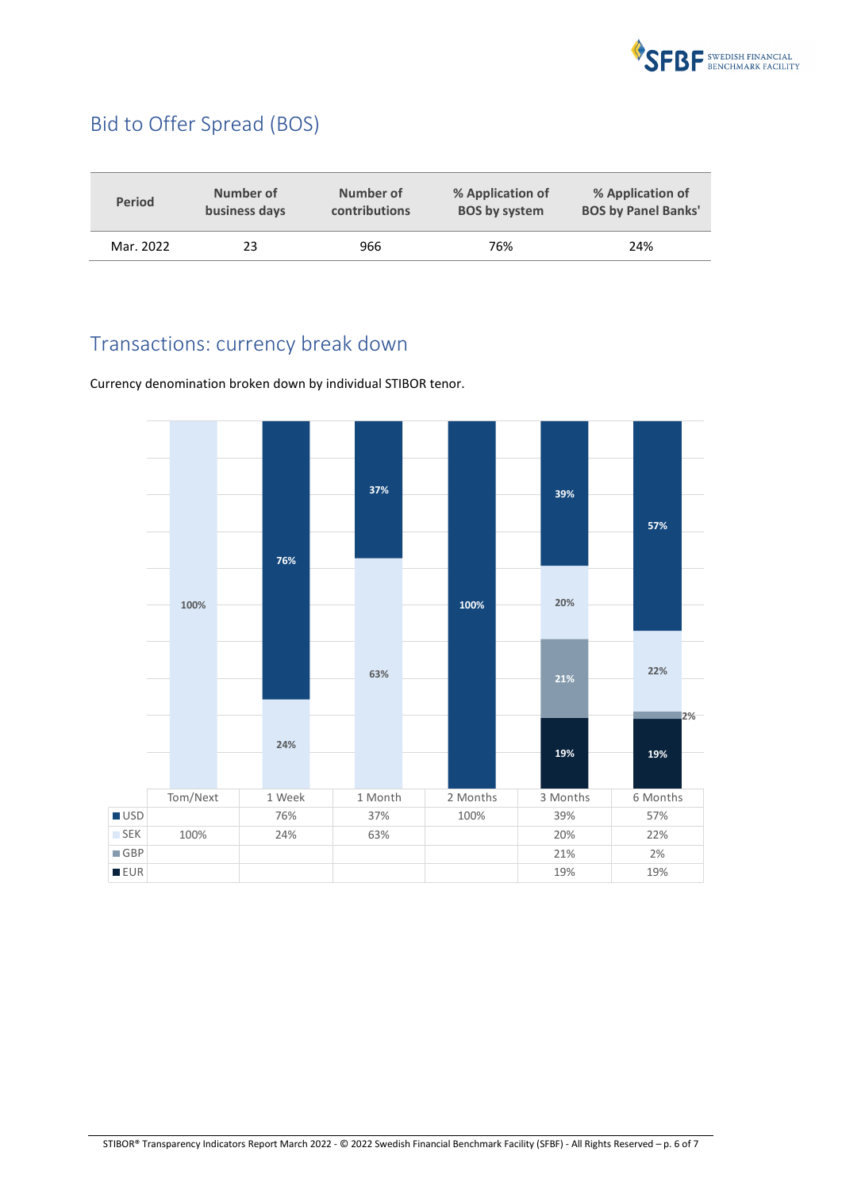## Bid to Offer Spread (BOS)

| Period | Number of business days | Number of contributions | % Application of BOS by system | % Application of BOS by Panel Banks' |
|---|---|---|---|---|
| Mar. 2022 | 23 | 966 | 76% | 24% |

## Transactions: currency break down

Currency denomination broken down by individual STIBOR tenor.

Tom/Next
1 Week
1 Month
2 Months
3 Months
6 Months

USD: 76%, 37%, 100%, 39%, 57%
SEK: 100%, 24%, 63%, 20%, 22%
GBP: 21%, 2%
EUR: 19%, 19%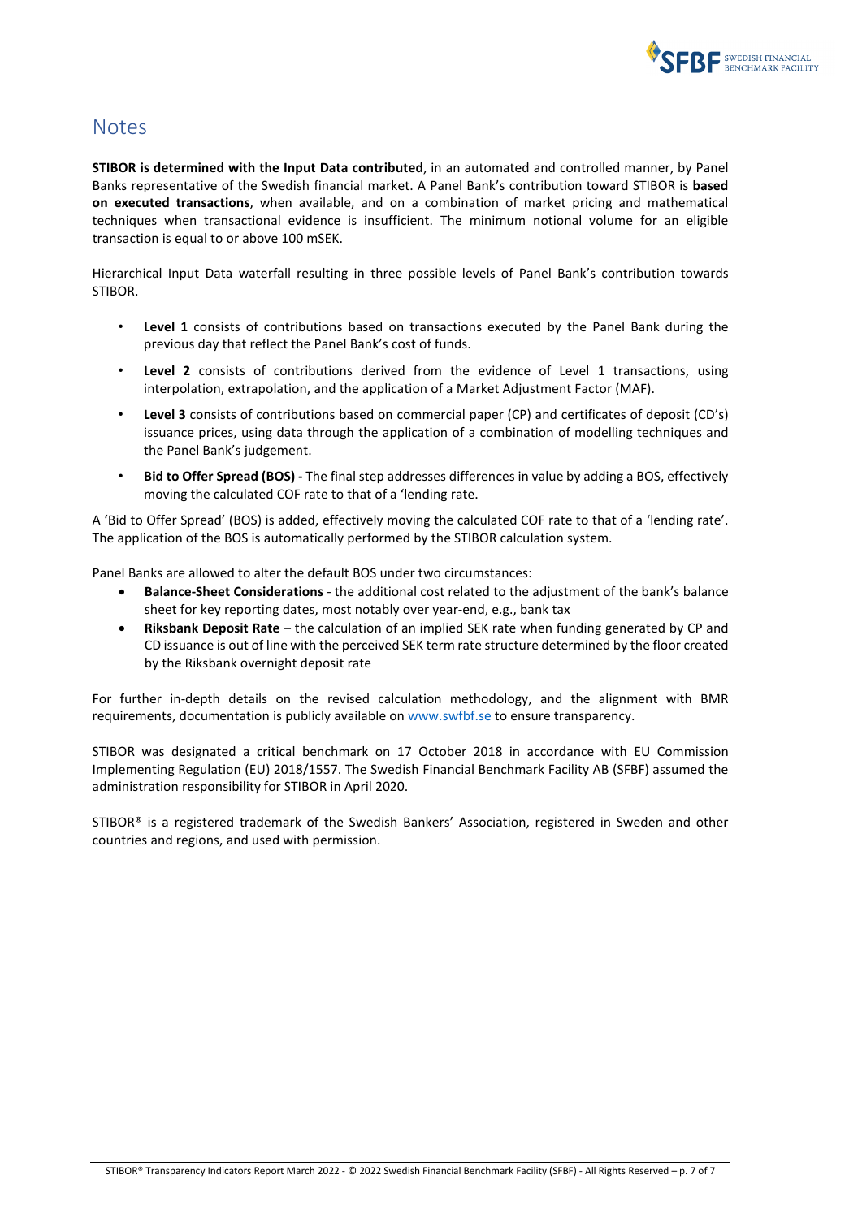## Notes

**STIBOR is determined with the Input Data contributed**, in an automated and controlled manner, by Panel Banks representative of the Swedish financial market. A Panel Bank's contribution toward STIBOR is **based on executed transactions**, when available, and on a combination of market pricing and mathematical techniques when transactional evidence is insufficient. The minimum notional volume for an eligible transaction is equal to or above 100 mSEK.

Hierarchical Input Data waterfall resulting in three possible levels of Panel Bank's contribution towards STIBOR.

- **Level 1** consists of contributions based on transactions executed by the Panel Bank during the previous day that reflect the Panel Bank's cost of funds.
- **Level 2** consists of contributions derived from the evidence of Level 1 transactions, using interpolation, extrapolation, and the application of a Market Adjustment Factor (MAF).
- **Level 3** consists of contributions based on commercial paper (CP) and certificates of deposit (CD's) issuance prices, using data through the application of a combination of modelling techniques and the Panel Bank's judgement.
- **Bid to Offer Spread (BOS) -** The final step addresses differences in value by adding a BOS, effectively moving the calculated COF rate to that of a 'lending rate.

A 'Bid to Offer Spread' (BOS) is added, effectively moving the calculated COF rate to that of a 'lending rate'. The application of the BOS is automatically performed by the STIBOR calculation system.

Panel Banks are allowed to alter the default BOS under two circumstances:

- **Balance-Sheet Considerations** - the additional cost related to the adjustment of the bank's balance sheet for key reporting dates, most notably over year-end, e.g., bank tax
- **Riksbank Deposit Rate** – the calculation of an implied SEK rate when funding generated by CP and CD issuance is out of line with the perceived SEK term rate structure determined by the floor created by the Riksbank overnight deposit rate

For further in-depth details on the revised calculation methodology, and the alignment with BMR requirements, documentation is publicly available on [www.swfbf.se](http://www.swfbf.se) to ensure transparency.

STIBOR was designated a critical benchmark on 17 October 2018 in accordance with EU Commission Implementing Regulation (EU) 2018/1557. The Swedish Financial Benchmark Facility AB (SFBF) assumed the administration responsibility for STIBOR in April 2020.

STIBOR® is a registered trademark of the Swedish Bankers' Association, registered in Sweden and other countries and regions, and used with permission.